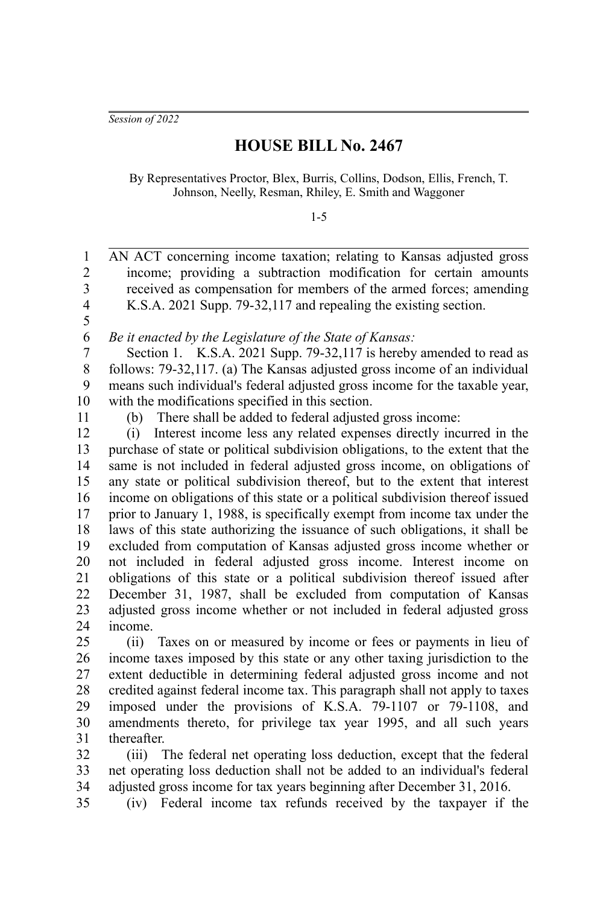*Session of 2022*

# HOUSE BILL No. 2467

By Representatives Proctor, Blex, Burris, Collins, Dodson, Ellis, French, T. Johnson, Neelly, Resman, Rhiley, E. Smith and Waggoner

1-5

AN ACT concerning income taxation; relating to Kansas adjusted gross income; providing a subtraction modification for certain amounts received as compensation for members of the armed forces; amending K.S.A. 2021 Supp. 79-32,117 and repealing the existing section.

*Be it enacted by the Legislature of the State of Kansas:*

Section 1. K.S.A. 2021 Supp. 79-32,117 is hereby amended to read as follows: 79-32,117. (a) The Kansas adjusted gross income of an individual means such individual's federal adjusted gross income for the taxable year, with the modifications specified in this section.

(b) There shall be added to federal adjusted gross income:

(i) Interest income less any related expenses directly incurred in the purchase of state or political subdivision obligations, to the extent that the same is not included in federal adjusted gross income, on obligations of any state or political subdivision thereof, but to the extent that interest income on obligations of this state or a political subdivision thereof issued prior to January 1, 1988, is specifically exempt from income tax under the laws of this state authorizing the issuance of such obligations, it shall be excluded from computation of Kansas adjusted gross income whether or not included in federal adjusted gross income. Interest income on obligations of this state or a political subdivision thereof issued after December 31, 1987, shall be excluded from computation of Kansas adjusted gross income whether or not included in federal adjusted gross income.

(ii) Taxes on or measured by income or fees or payments in lieu of income taxes imposed by this state or any other taxing jurisdiction to the extent deductible in determining federal adjusted gross income and not credited against federal income tax. This paragraph shall not apply to taxes imposed under the provisions of K.S.A. 79-1107 or 79-1108, and amendments thereto, for privilege tax year 1995, and all such years thereafter.

(iii) The federal net operating loss deduction, except that the federal net operating loss deduction shall not be added to an individual's federal adjusted gross income for tax years beginning after December 31, 2016.

(iv) Federal income tax refunds received by the taxpayer if the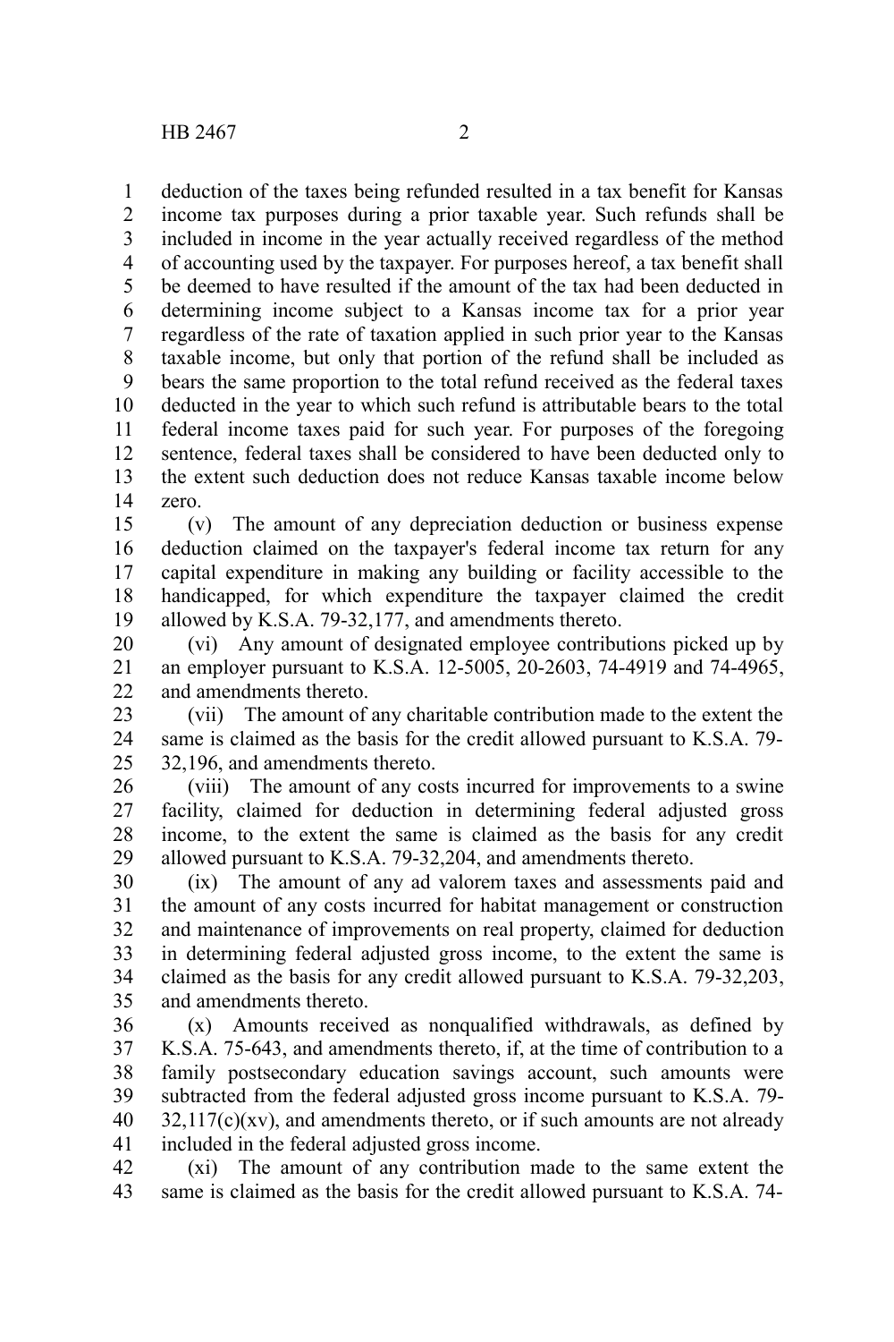deduction of the taxes being refunded resulted in a tax benefit for Kansas income tax purposes during a prior taxable year. Such refunds shall be included in income in the year actually received regardless of the method of accounting used by the taxpayer. For purposes hereof, a tax benefit shall be deemed to have resulted if the amount of the tax had been deducted in determining income subject to a Kansas income tax for a prior year regardless of the rate of taxation applied in such prior year to the Kansas taxable income, but only that portion of the refund shall be included as bears the same proportion to the total refund received as the federal taxes deducted in the year to which such refund is attributable bears to the total federal income taxes paid for such year. For purposes of the foregoing sentence, federal taxes shall be considered to have been deducted only to the extent such deduction does not reduce Kansas taxable income below zero.

(v) The amount of any depreciation deduction or business expense deduction claimed on the taxpayer's federal income tax return for any capital expenditure in making any building or facility accessible to the handicapped, for which expenditure the taxpayer claimed the credit allowed by K.S.A. 79-32,177, and amendments thereto.

(vi) Any amount of designated employee contributions picked up by an employer pursuant to K.S.A. 12-5005, 20-2603, 74-4919 and 74-4965, and amendments thereto.

(vii) The amount of any charitable contribution made to the extent the same is claimed as the basis for the credit allowed pursuant to K.S.A. 79-32,196, and amendments thereto.

(viii) The amount of any costs incurred for improvements to a swine facility, claimed for deduction in determining federal adjusted gross income, to the extent the same is claimed as the basis for any credit allowed pursuant to K.S.A. 79-32,204, and amendments thereto.

(ix) The amount of any ad valorem taxes and assessments paid and the amount of any costs incurred for habitat management or construction and maintenance of improvements on real property, claimed for deduction in determining federal adjusted gross income, to the extent the same is claimed as the basis for any credit allowed pursuant to K.S.A. 79-32,203, and amendments thereto.

(x) Amounts received as nonqualified withdrawals, as defined by K.S.A. 75-643, and amendments thereto, if, at the time of contribution to a family postsecondary education savings account, such amounts were subtracted from the federal adjusted gross income pursuant to K.S.A. 79-32,117(c)(xv), and amendments thereto, or if such amounts are not already included in the federal adjusted gross income.

(xi) The amount of any contribution made to the same extent the same is claimed as the basis for the credit allowed pursuant to K.S.A. 74-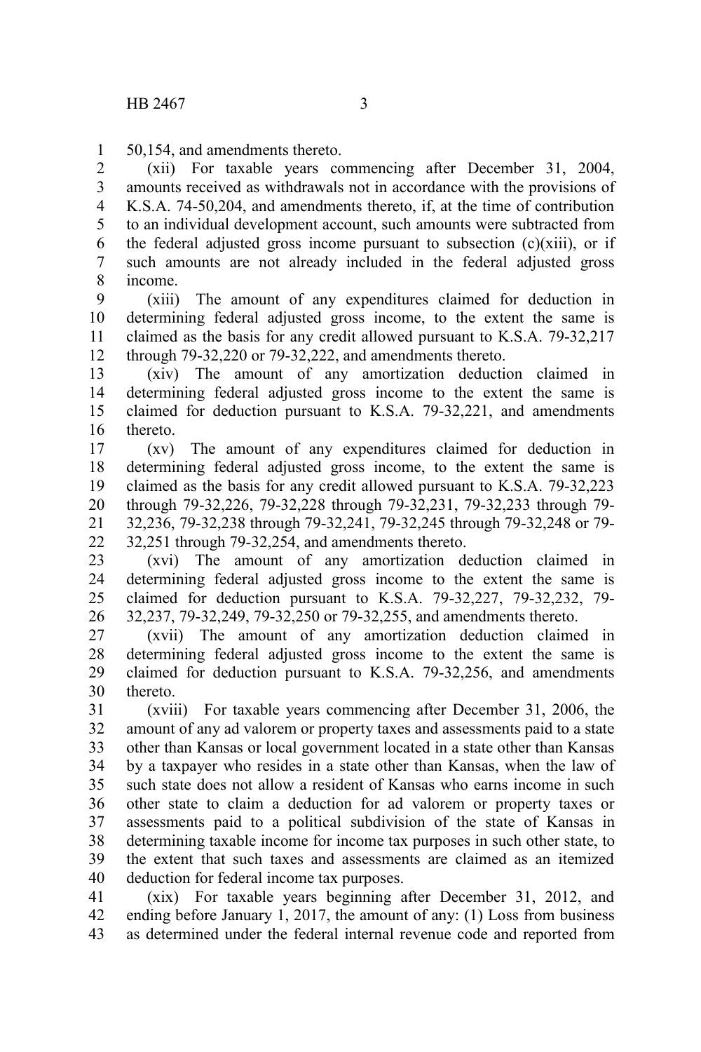50,154, and amendments thereto.

(xii) For taxable years commencing after December 31, 2004, amounts received as withdrawals not in accordance with the provisions of K.S.A. 74-50,204, and amendments thereto, if, at the time of contribution to an individual development account, such amounts were subtracted from the federal adjusted gross income pursuant to subsection (c)(xiii), or if such amounts are not already included in the federal adjusted gross income.

(xiii) The amount of any expenditures claimed for deduction in determining federal adjusted gross income, to the extent the same is claimed as the basis for any credit allowed pursuant to K.S.A. 79-32,217 through 79-32,220 or 79-32,222, and amendments thereto.

(xiv) The amount of any amortization deduction claimed in determining federal adjusted gross income to the extent the same is claimed for deduction pursuant to K.S.A. 79-32,221, and amendments thereto.

(xv) The amount of any expenditures claimed for deduction in determining federal adjusted gross income, to the extent the same is claimed as the basis for any credit allowed pursuant to K.S.A. 79-32,223 through 79-32,226, 79-32,228 through 79-32,231, 79-32,233 through 79-32,236, 79-32,238 through 79-32,241, 79-32,245 through 79-32,248 or 79-32,251 through 79-32,254, and amendments thereto.

(xvi) The amount of any amortization deduction claimed in determining federal adjusted gross income to the extent the same is claimed for deduction pursuant to K.S.A. 79-32,227, 79-32,232, 79-32,237, 79-32,249, 79-32,250 or 79-32,255, and amendments thereto.

(xvii) The amount of any amortization deduction claimed in determining federal adjusted gross income to the extent the same is claimed for deduction pursuant to K.S.A. 79-32,256, and amendments thereto.

(xviii) For taxable years commencing after December 31, 2006, the amount of any ad valorem or property taxes and assessments paid to a state other than Kansas or local government located in a state other than Kansas by a taxpayer who resides in a state other than Kansas, when the law of such state does not allow a resident of Kansas who earns income in such other state to claim a deduction for ad valorem or property taxes or assessments paid to a political subdivision of the state of Kansas in determining taxable income for income tax purposes in such other state, to the extent that such taxes and assessments are claimed as an itemized deduction for federal income tax purposes.

(xix) For taxable years beginning after December 31, 2012, and ending before January 1, 2017, the amount of any: (1) Loss from business as determined under the federal internal revenue code and reported from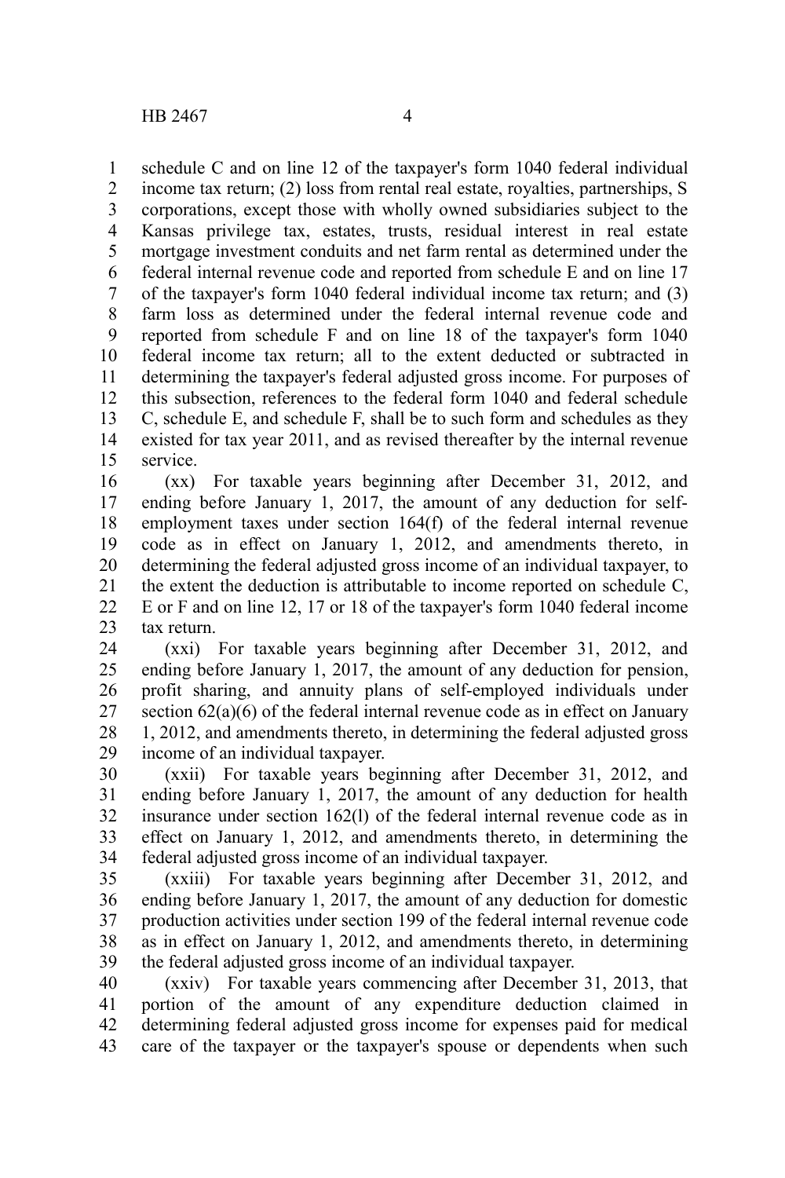schedule C and on line 12 of the taxpayer's form 1040 federal individual income tax return; (2) loss from rental real estate, royalties, partnerships, S corporations, except those with wholly owned subsidiaries subject to the Kansas privilege tax, estates, trusts, residual interest in real estate mortgage investment conduits and net farm rental as determined under the federal internal revenue code and reported from schedule E and on line 17 of the taxpayer's form 1040 federal individual income tax return; and (3) farm loss as determined under the federal internal revenue code and reported from schedule F and on line 18 of the taxpayer's form 1040 federal income tax return; all to the extent deducted or subtracted in determining the taxpayer's federal adjusted gross income. For purposes of this subsection, references to the federal form 1040 and federal schedule C, schedule E, and schedule F, shall be to such form and schedules as they existed for tax year 2011, and as revised thereafter by the internal revenue service.

(xx) For taxable years beginning after December 31, 2012, and ending before January 1, 2017, the amount of any deduction for self-employment taxes under section 164(f) of the federal internal revenue code as in effect on January 1, 2012, and amendments thereto, in determining the federal adjusted gross income of an individual taxpayer, to the extent the deduction is attributable to income reported on schedule C, E or F and on line 12, 17 or 18 of the taxpayer's form 1040 federal income tax return.

(xxi) For taxable years beginning after December 31, 2012, and ending before January 1, 2017, the amount of any deduction for pension, profit sharing, and annuity plans of self-employed individuals under section 62(a)(6) of the federal internal revenue code as in effect on January 1, 2012, and amendments thereto, in determining the federal adjusted gross income of an individual taxpayer.

(xxii) For taxable years beginning after December 31, 2012, and ending before January 1, 2017, the amount of any deduction for health insurance under section 162(l) of the federal internal revenue code as in effect on January 1, 2012, and amendments thereto, in determining the federal adjusted gross income of an individual taxpayer.

(xxiii) For taxable years beginning after December 31, 2012, and ending before January 1, 2017, the amount of any deduction for domestic production activities under section 199 of the federal internal revenue code as in effect on January 1, 2012, and amendments thereto, in determining the federal adjusted gross income of an individual taxpayer.

(xxiv) For taxable years commencing after December 31, 2013, that portion of the amount of any expenditure deduction claimed in determining federal adjusted gross income for expenses paid for medical care of the taxpayer or the taxpayer's spouse or dependents when such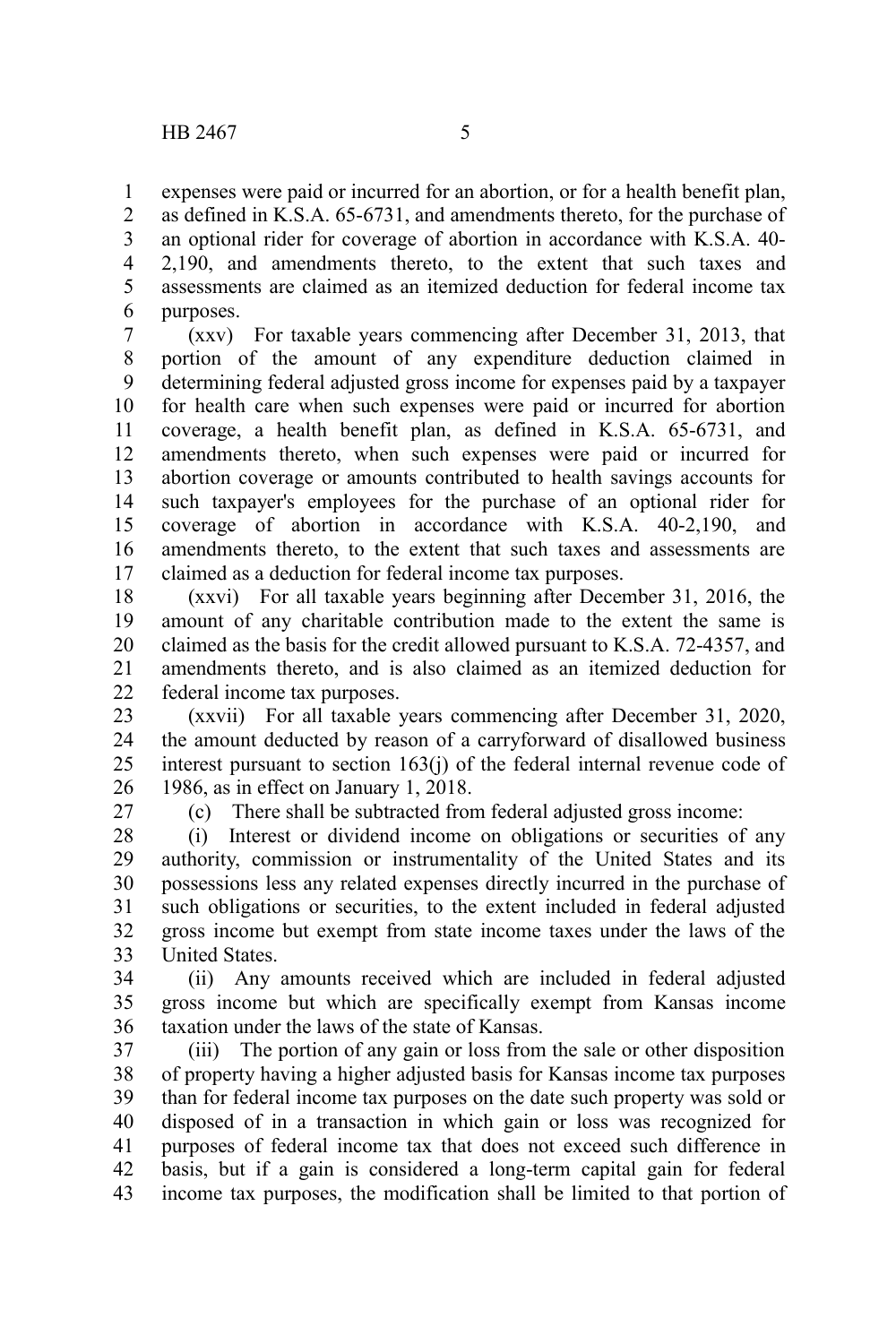expenses were paid or incurred for an abortion, or for a health benefit plan, as defined in K.S.A. 65-6731, and amendments thereto, for the purchase of an optional rider for coverage of abortion in accordance with K.S.A. 40-2,190, and amendments thereto, to the extent that such taxes and assessments are claimed as an itemized deduction for federal income tax purposes.

(xxv) For taxable years commencing after December 31, 2013, that portion of the amount of any expenditure deduction claimed in determining federal adjusted gross income for expenses paid by a taxpayer for health care when such expenses were paid or incurred for abortion coverage, a health benefit plan, as defined in K.S.A. 65-6731, and amendments thereto, when such expenses were paid or incurred for abortion coverage or amounts contributed to health savings accounts for such taxpayer's employees for the purchase of an optional rider for coverage of abortion in accordance with K.S.A. 40-2,190, and amendments thereto, to the extent that such taxes and assessments are claimed as a deduction for federal income tax purposes.

(xxvi) For all taxable years beginning after December 31, 2016, the amount of any charitable contribution made to the extent the same is claimed as the basis for the credit allowed pursuant to K.S.A. 72-4357, and amendments thereto, and is also claimed as an itemized deduction for federal income tax purposes.

(xxvii) For all taxable years commencing after December 31, 2020, the amount deducted by reason of a carryforward of disallowed business interest pursuant to section 163(j) of the federal internal revenue code of 1986, as in effect on January 1, 2018.

(c) There shall be subtracted from federal adjusted gross income:

(i) Interest or dividend income on obligations or securities of any authority, commission or instrumentality of the United States and its possessions less any related expenses directly incurred in the purchase of such obligations or securities, to the extent included in federal adjusted gross income but exempt from state income taxes under the laws of the United States.

(ii) Any amounts received which are included in federal adjusted gross income but which are specifically exempt from Kansas income taxation under the laws of the state of Kansas.

(iii) The portion of any gain or loss from the sale or other disposition of property having a higher adjusted basis for Kansas income tax purposes than for federal income tax purposes on the date such property was sold or disposed of in a transaction in which gain or loss was recognized for purposes of federal income tax that does not exceed such difference in basis, but if a gain is considered a long-term capital gain for federal income tax purposes, the modification shall be limited to that portion of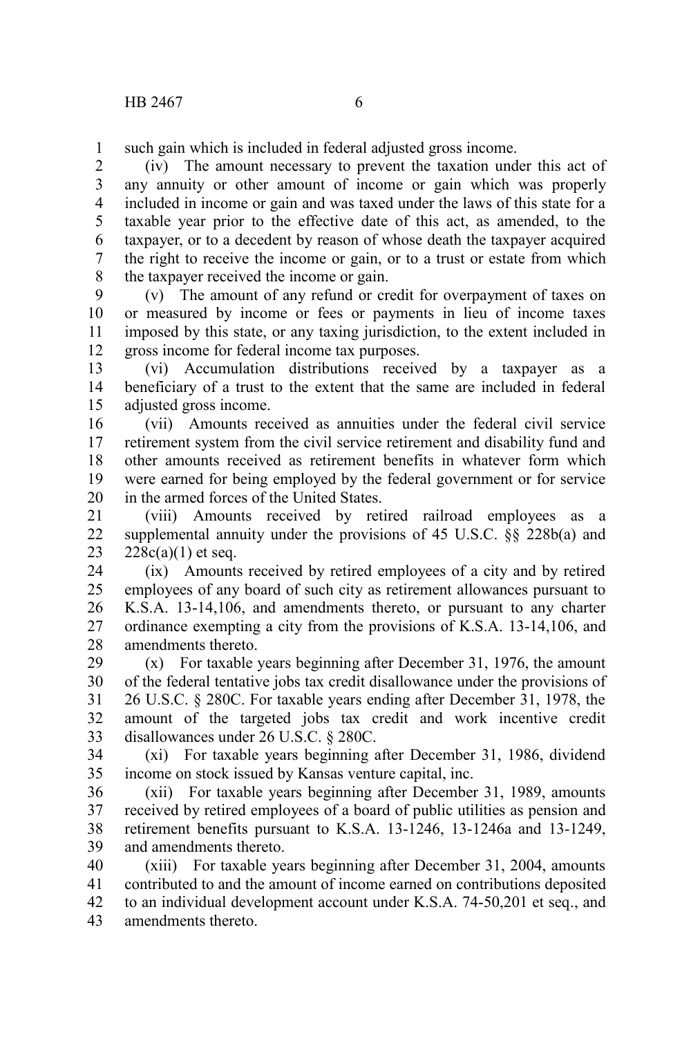such gain which is included in federal adjusted gross income.

(iv) The amount necessary to prevent the taxation under this act of any annuity or other amount of income or gain which was properly included in income or gain and was taxed under the laws of this state for a taxable year prior to the effective date of this act, as amended, to the taxpayer, or to a decedent by reason of whose death the taxpayer acquired the right to receive the income or gain, or to a trust or estate from which the taxpayer received the income or gain.

(v) The amount of any refund or credit for overpayment of taxes on or measured by income or fees or payments in lieu of income taxes imposed by this state, or any taxing jurisdiction, to the extent included in gross income for federal income tax purposes.

(vi) Accumulation distributions received by a taxpayer as a beneficiary of a trust to the extent that the same are included in federal adjusted gross income.

(vii) Amounts received as annuities under the federal civil service retirement system from the civil service retirement and disability fund and other amounts received as retirement benefits in whatever form which were earned for being employed by the federal government or for service in the armed forces of the United States.

(viii) Amounts received by retired railroad employees as a supplemental annuity under the provisions of 45 U.S.C. §§ 228b(a) and 228c(a)(1) et seq.

(ix) Amounts received by retired employees of a city and by retired employees of any board of such city as retirement allowances pursuant to K.S.A. 13-14,106, and amendments thereto, or pursuant to any charter ordinance exempting a city from the provisions of K.S.A. 13-14,106, and amendments thereto.

(x) For taxable years beginning after December 31, 1976, the amount of the federal tentative jobs tax credit disallowance under the provisions of 26 U.S.C. § 280C. For taxable years ending after December 31, 1978, the amount of the targeted jobs tax credit and work incentive credit disallowances under 26 U.S.C. § 280C.

(xi) For taxable years beginning after December 31, 1986, dividend income on stock issued by Kansas venture capital, inc.

(xii) For taxable years beginning after December 31, 1989, amounts received by retired employees of a board of public utilities as pension and retirement benefits pursuant to K.S.A. 13-1246, 13-1246a and 13-1249, and amendments thereto.

(xiii) For taxable years beginning after December 31, 2004, amounts contributed to and the amount of income earned on contributions deposited to an individual development account under K.S.A. 74-50,201 et seq., and amendments thereto.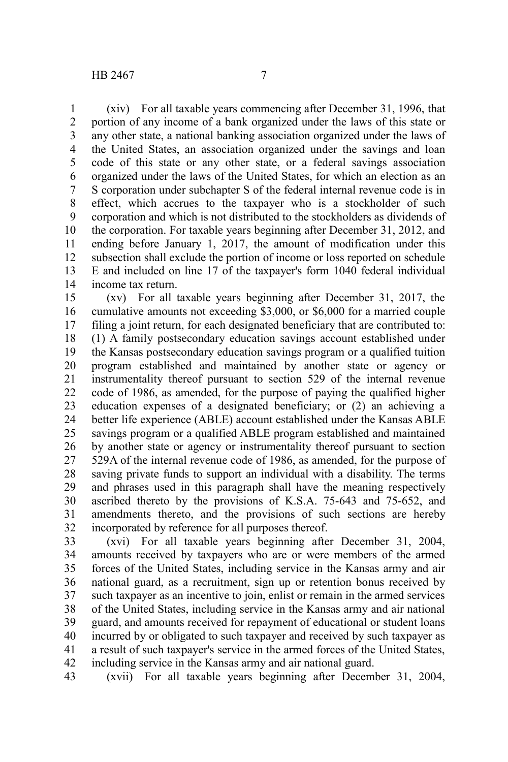(xiv) For all taxable years commencing after December 31, 1996, that portion of any income of a bank organized under the laws of this state or any other state, a national banking association organized under the laws of the United States, an association organized under the savings and loan code of this state or any other state, or a federal savings association organized under the laws of the United States, for which an election as an S corporation under subchapter S of the federal internal revenue code is in effect, which accrues to the taxpayer who is a stockholder of such corporation and which is not distributed to the stockholders as dividends of the corporation. For taxable years beginning after December 31, 2012, and ending before January 1, 2017, the amount of modification under this subsection shall exclude the portion of income or loss reported on schedule E and included on line 17 of the taxpayer's form 1040 federal individual income tax return.

(xv) For all taxable years beginning after December 31, 2017, the cumulative amounts not exceeding $3,000, or $6,000 for a married couple filing a joint return, for each designated beneficiary that are contributed to: (1) A family postsecondary education savings account established under the Kansas postsecondary education savings program or a qualified tuition program established and maintained by another state or agency or instrumentality thereof pursuant to section 529 of the internal revenue code of 1986, as amended, for the purpose of paying the qualified higher education expenses of a designated beneficiary; or (2) an achieving a better life experience (ABLE) account established under the Kansas ABLE savings program or a qualified ABLE program established and maintained by another state or agency or instrumentality thereof pursuant to section 529A of the internal revenue code of 1986, as amended, for the purpose of saving private funds to support an individual with a disability. The terms and phrases used in this paragraph shall have the meaning respectively ascribed thereto by the provisions of K.S.A. 75-643 and 75-652, and amendments thereto, and the provisions of such sections are hereby incorporated by reference for all purposes thereof.

(xvi) For all taxable years beginning after December 31, 2004, amounts received by taxpayers who are or were members of the armed forces of the United States, including service in the Kansas army and air national guard, as a recruitment, sign up or retention bonus received by such taxpayer as an incentive to join, enlist or remain in the armed services of the United States, including service in the Kansas army and air national guard, and amounts received for repayment of educational or student loans incurred by or obligated to such taxpayer and received by such taxpayer as a result of such taxpayer's service in the armed forces of the United States, including service in the Kansas army and air national guard.

(xvii) For all taxable years beginning after December 31, 2004,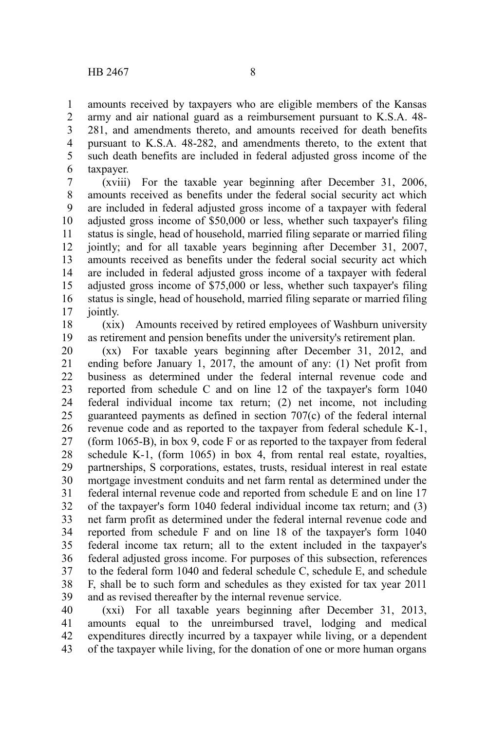amounts received by taxpayers who are eligible members of the Kansas army and air national guard as a reimbursement pursuant to K.S.A. 48-281, and amendments thereto, and amounts received for death benefits pursuant to K.S.A. 48-282, and amendments thereto, to the extent that such death benefits are included in federal adjusted gross income of the taxpayer.

(xviii) For the taxable year beginning after December 31, 2006, amounts received as benefits under the federal social security act which are included in federal adjusted gross income of a taxpayer with federal adjusted gross income of $50,000 or less, whether such taxpayer's filing status is single, head of household, married filing separate or married filing jointly; and for all taxable years beginning after December 31, 2007, amounts received as benefits under the federal social security act which are included in federal adjusted gross income of a taxpayer with federal adjusted gross income of $75,000 or less, whether such taxpayer's filing status is single, head of household, married filing separate or married filing jointly.

(xix) Amounts received by retired employees of Washburn university as retirement and pension benefits under the university's retirement plan.

(xx) For taxable years beginning after December 31, 2012, and ending before January 1, 2017, the amount of any: (1) Net profit from business as determined under the federal internal revenue code and reported from schedule C and on line 12 of the taxpayer's form 1040 federal individual income tax return; (2) net income, not including guaranteed payments as defined in section 707(c) of the federal internal revenue code and as reported to the taxpayer from federal schedule K-1, (form 1065-B), in box 9, code F or as reported to the taxpayer from federal schedule K-1, (form 1065) in box 4, from rental real estate, royalties, partnerships, S corporations, estates, trusts, residual interest in real estate mortgage investment conduits and net farm rental as determined under the federal internal revenue code and reported from schedule E and on line 17 of the taxpayer's form 1040 federal individual income tax return; and (3) net farm profit as determined under the federal internal revenue code and reported from schedule F and on line 18 of the taxpayer's form 1040 federal income tax return; all to the extent included in the taxpayer's federal adjusted gross income. For purposes of this subsection, references to the federal form 1040 and federal schedule C, schedule E, and schedule F, shall be to such form and schedules as they existed for tax year 2011 and as revised thereafter by the internal revenue service.

(xxi) For all taxable years beginning after December 31, 2013, amounts equal to the unreimbursed travel, lodging and medical expenditures directly incurred by a taxpayer while living, or a dependent of the taxpayer while living, for the donation of one or more human organs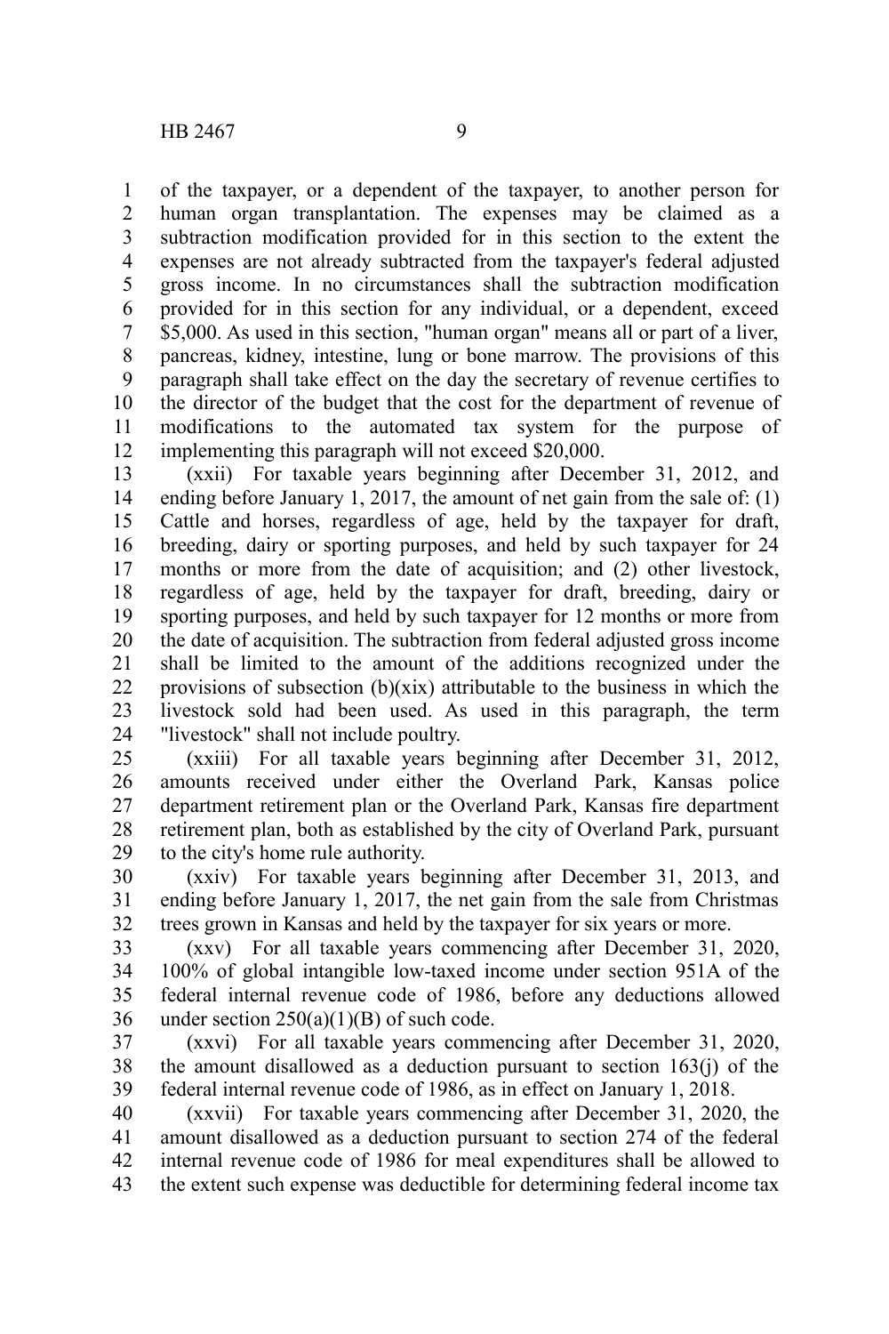of the taxpayer, or a dependent of the taxpayer, to another person for human organ transplantation. The expenses may be claimed as a subtraction modification provided for in this section to the extent the expenses are not already subtracted from the taxpayer's federal adjusted gross income. In no circumstances shall the subtraction modification provided for in this section for any individual, or a dependent, exceed $5,000. As used in this section, "human organ" means all or part of a liver, pancreas, kidney, intestine, lung or bone marrow. The provisions of this paragraph shall take effect on the day the secretary of revenue certifies to the director of the budget that the cost for the department of revenue of modifications to the automated tax system for the purpose of implementing this paragraph will not exceed $20,000.

(xxii) For taxable years beginning after December 31, 2012, and ending before January 1, 2017, the amount of net gain from the sale of: (1) Cattle and horses, regardless of age, held by the taxpayer for draft, breeding, dairy or sporting purposes, and held by such taxpayer for 24 months or more from the date of acquisition; and (2) other livestock, regardless of age, held by the taxpayer for draft, breeding, dairy or sporting purposes, and held by such taxpayer for 12 months or more from the date of acquisition. The subtraction from federal adjusted gross income shall be limited to the amount of the additions recognized under the provisions of subsection (b)(xix) attributable to the business in which the livestock sold had been used. As used in this paragraph, the term "livestock" shall not include poultry.

(xxiii) For all taxable years beginning after December 31, 2012, amounts received under either the Overland Park, Kansas police department retirement plan or the Overland Park, Kansas fire department retirement plan, both as established by the city of Overland Park, pursuant to the city's home rule authority.

(xxiv) For taxable years beginning after December 31, 2013, and ending before January 1, 2017, the net gain from the sale from Christmas trees grown in Kansas and held by the taxpayer for six years or more.

(xxv) For all taxable years commencing after December 31, 2020, 100% of global intangible low-taxed income under section 951A of the federal internal revenue code of 1986, before any deductions allowed under section 250(a)(1)(B) of such code.

(xxvi) For all taxable years commencing after December 31, 2020, the amount disallowed as a deduction pursuant to section 163(j) of the federal internal revenue code of 1986, as in effect on January 1, 2018.

(xxvii) For taxable years commencing after December 31, 2020, the amount disallowed as a deduction pursuant to section 274 of the federal internal revenue code of 1986 for meal expenditures shall be allowed to the extent such expense was deductible for determining federal income tax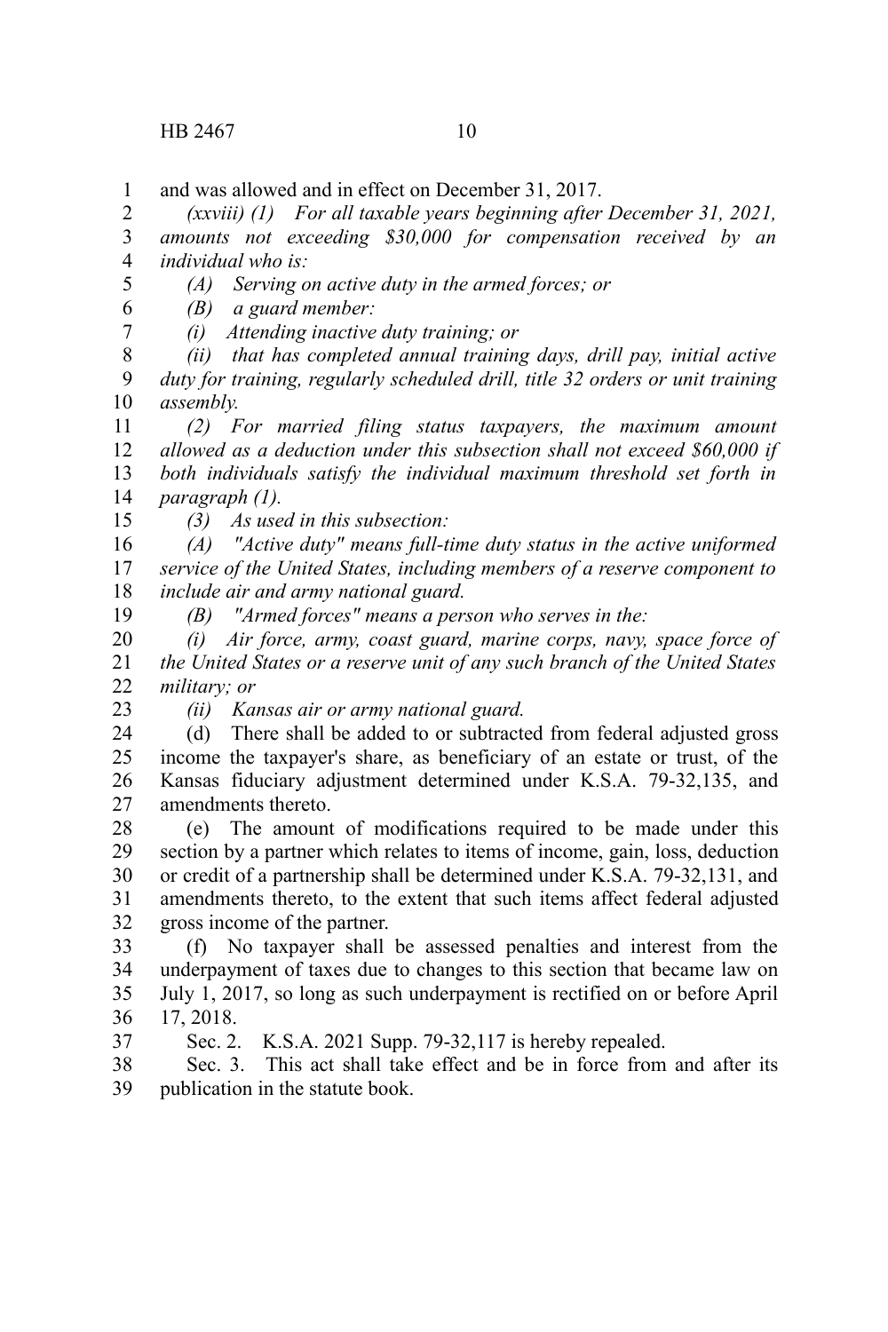and was allowed and in effect on December 31, 2017.

*(xxviii) (1) For all taxable years beginning after December 31, 2021, amounts not exceeding $30,000 for compensation received by an individual who is:*

*(A) Serving on active duty in the armed forces; or*

*(B) a guard member:*

*(i) Attending inactive duty training; or*

*(ii) that has completed annual training days, drill pay, initial active duty for training, regularly scheduled drill, title 32 orders or unit training assembly.*

*(2) For married filing status taxpayers, the maximum amount allowed as a deduction under this subsection shall not exceed $60,000 if both individuals satisfy the individual maximum threshold set forth in paragraph (1).*

*(3) As used in this subsection:*

*(A) "Active duty" means full-time duty status in the active uniformed service of the United States, including members of a reserve component to include air and army national guard.*

*(B) "Armed forces" means a person who serves in the:*

*(i) Air force, army, coast guard, marine corps, navy, space force of the United States or a reserve unit of any such branch of the United States military; or*

*(ii) Kansas air or army national guard.*

(d) There shall be added to or subtracted from federal adjusted gross income the taxpayer's share, as beneficiary of an estate or trust, of the Kansas fiduciary adjustment determined under K.S.A. 79-32,135, and amendments thereto.

(e) The amount of modifications required to be made under this section by a partner which relates to items of income, gain, loss, deduction or credit of a partnership shall be determined under K.S.A. 79-32,131, and amendments thereto, to the extent that such items affect federal adjusted gross income of the partner.

(f) No taxpayer shall be assessed penalties and interest from the underpayment of taxes due to changes to this section that became law on July 1, 2017, so long as such underpayment is rectified on or before April 17, 2018.

Sec. 2. K.S.A. 2021 Supp. 79-32,117 is hereby repealed.

Sec. 3. This act shall take effect and be in force from and after its publication in the statute book.